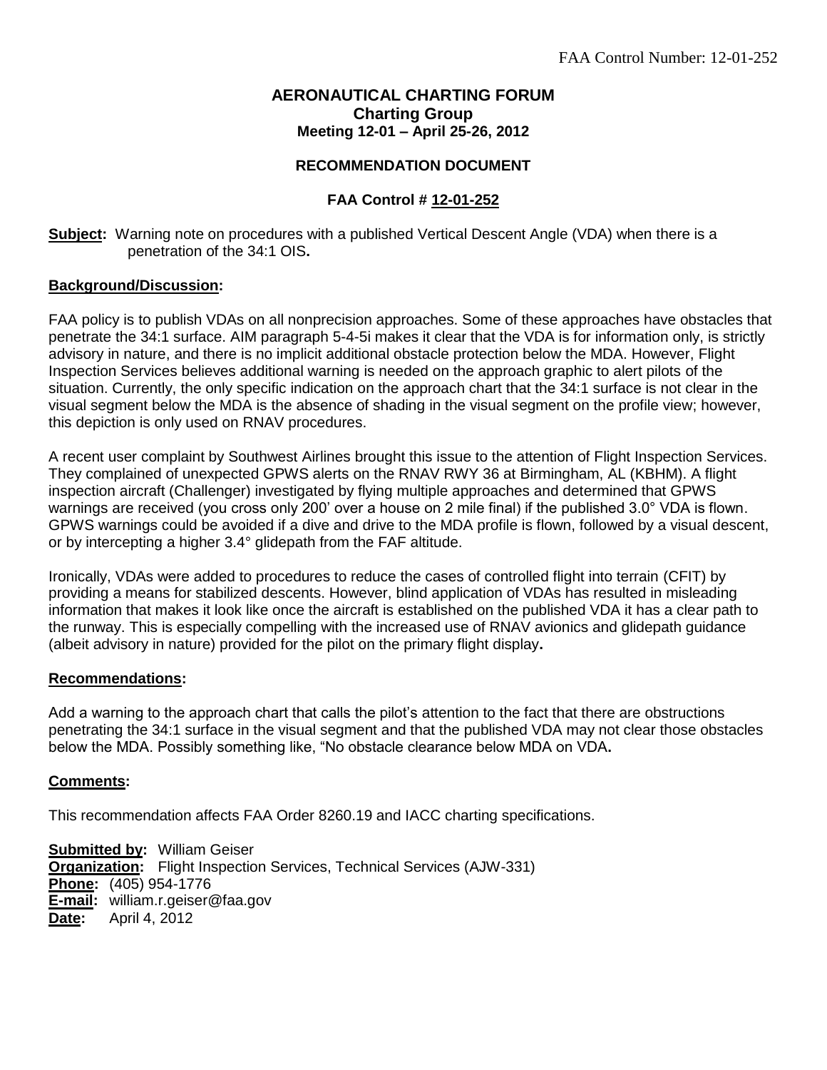FAA Control Number: 12-01-252

# AERONAUTICAL CHARTING FORUM
## Charting Group
### Meeting 12-01 – April 25-26, 2012

### RECOMMENDATION DOCUMENT

### FAA Control # 12-01-252

**Subject:** Warning note on procedures with a published Vertical Descent Angle (VDA) when there is a penetration of the 34:1 OIS**.**

**Background/Discussion:**

FAA policy is to publish VDAs on all nonprecision approaches. Some of these approaches have obstacles that penetrate the 34:1 surface. AIM paragraph 5-4-5i makes it clear that the VDA is for information only, is strictly advisory in nature, and there is no implicit additional obstacle protection below the MDA. However, Flight Inspection Services believes additional warning is needed on the approach graphic to alert pilots of the situation. Currently, the only specific indication on the approach chart that the 34:1 surface is not clear in the visual segment below the MDA is the absence of shading in the visual segment on the profile view; however, this depiction is only used on RNAV procedures.

A recent user complaint by Southwest Airlines brought this issue to the attention of Flight Inspection Services. They complained of unexpected GPWS alerts on the RNAV RWY 36 at Birmingham, AL (KBHM). A flight inspection aircraft (Challenger) investigated by flying multiple approaches and determined that GPWS warnings are received (you cross only 200' over a house on 2 mile final) if the published 3.0° VDA is flown. GPWS warnings could be avoided if a dive and drive to the MDA profile is flown, followed by a visual descent, or by intercepting a higher 3.4° glidepath from the FAF altitude.

Ironically, VDAs were added to procedures to reduce the cases of controlled flight into terrain (CFIT) by providing a means for stabilized descents. However, blind application of VDAs has resulted in misleading information that makes it look like once the aircraft is established on the published VDA it has a clear path to the runway. This is especially compelling with the increased use of RNAV avionics and glidepath guidance (albeit advisory in nature) provided for the pilot on the primary flight display**.**

**Recommendations:**

Add a warning to the approach chart that calls the pilot's attention to the fact that there are obstructions penetrating the 34:1 surface in the visual segment and that the published VDA may not clear those obstacles below the MDA. Possibly something like, "No obstacle clearance below MDA on VDA**.**

**Comments:**

This recommendation affects FAA Order 8260.19 and IACC charting specifications.

**Submitted by:** William Geiser
**Organization:** Flight Inspection Services, Technical Services (AJW-331)
**Phone:** (405) 954-1776
**E-mail:** william.r.geiser@faa.gov
**Date:** April 4, 2012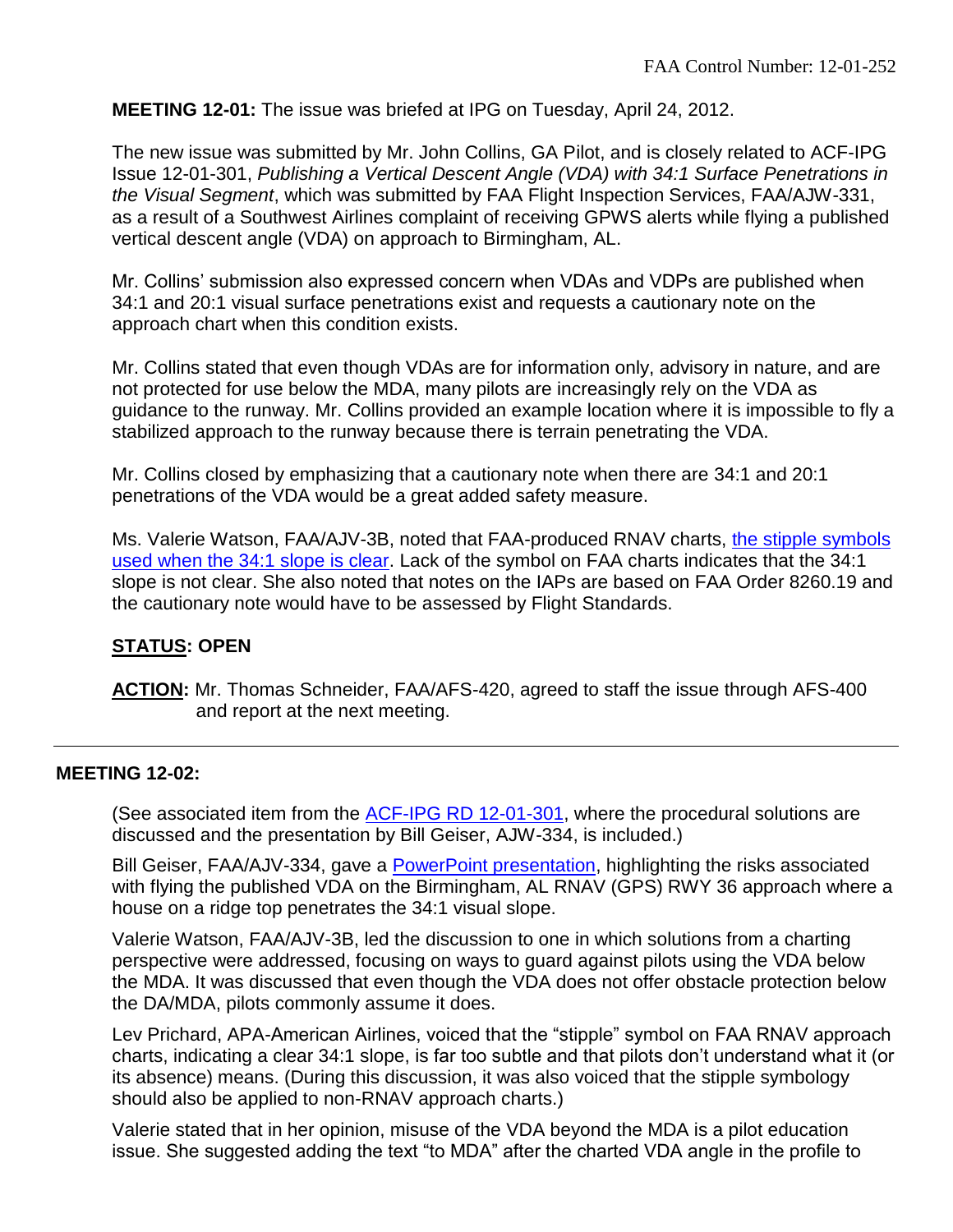**MEETING 12-01:** The issue was briefed at IPG on Tuesday, April 24, 2012.

The new issue was submitted by Mr. John Collins, GA Pilot, and is closely related to ACF-IPG Issue 12-01-301, *Publishing a Vertical Descent Angle (VDA) with 34:1 Surface Penetrations in the Visual Segment*, which was submitted by FAA Flight Inspection Services, FAA/AJW-331, as a result of a Southwest Airlines complaint of receiving GPWS alerts while flying a published vertical descent angle (VDA) on approach to Birmingham, AL.

Mr. Collins' submission also expressed concern when VDAs and VDPs are published when 34:1 and 20:1 visual surface penetrations exist and requests a cautionary note on the approach chart when this condition exists.

Mr. Collins stated that even though VDAs are for information only, advisory in nature, and are not protected for use below the MDA, many pilots are increasingly rely on the VDA as guidance to the runway. Mr. Collins provided an example location where it is impossible to fly a stabilized approach to the runway because there is terrain penetrating the VDA.

Mr. Collins closed by emphasizing that a cautionary note when there are 34:1 and 20:1 penetrations of the VDA would be a great added safety measure.

Ms. Valerie Watson, FAA/AJV-3B, noted that FAA-produced RNAV charts, the stipple symbols used when the 34:1 slope is clear. Lack of the symbol on FAA charts indicates that the 34:1 slope is not clear. She also noted that notes on the IAPs are based on FAA Order 8260.19 and the cautionary note would have to be assessed by Flight Standards.

**STATUS: OPEN**

**ACTION:** Mr. Thomas Schneider, FAA/AFS-420, agreed to staff the issue through AFS-400 and report at the next meeting.

---

**MEETING 12-02:**

(See associated item from the ACF-IPG RD 12-01-301, where the procedural solutions are discussed and the presentation by Bill Geiser, AJW-334, is included.)

Bill Geiser, FAA/AJV-334, gave a PowerPoint presentation, highlighting the risks associated with flying the published VDA on the Birmingham, AL RNAV (GPS) RWY 36 approach where a house on a ridge top penetrates the 34:1 visual slope.

Valerie Watson, FAA/AJV-3B, led the discussion to one in which solutions from a charting perspective were addressed, focusing on ways to guard against pilots using the VDA below the MDA. It was discussed that even though the VDA does not offer obstacle protection below the DA/MDA, pilots commonly assume it does.

Lev Prichard, APA-American Airlines, voiced that the "stipple" symbol on FAA RNAV approach charts, indicating a clear 34:1 slope, is far too subtle and that pilots don't understand what it (or its absence) means. (During this discussion, it was also voiced that the stipple symbology should also be applied to non-RNAV approach charts.)

Valerie stated that in her opinion, misuse of the VDA beyond the MDA is a pilot education issue. She suggested adding the text "to MDA" after the charted VDA angle in the profile to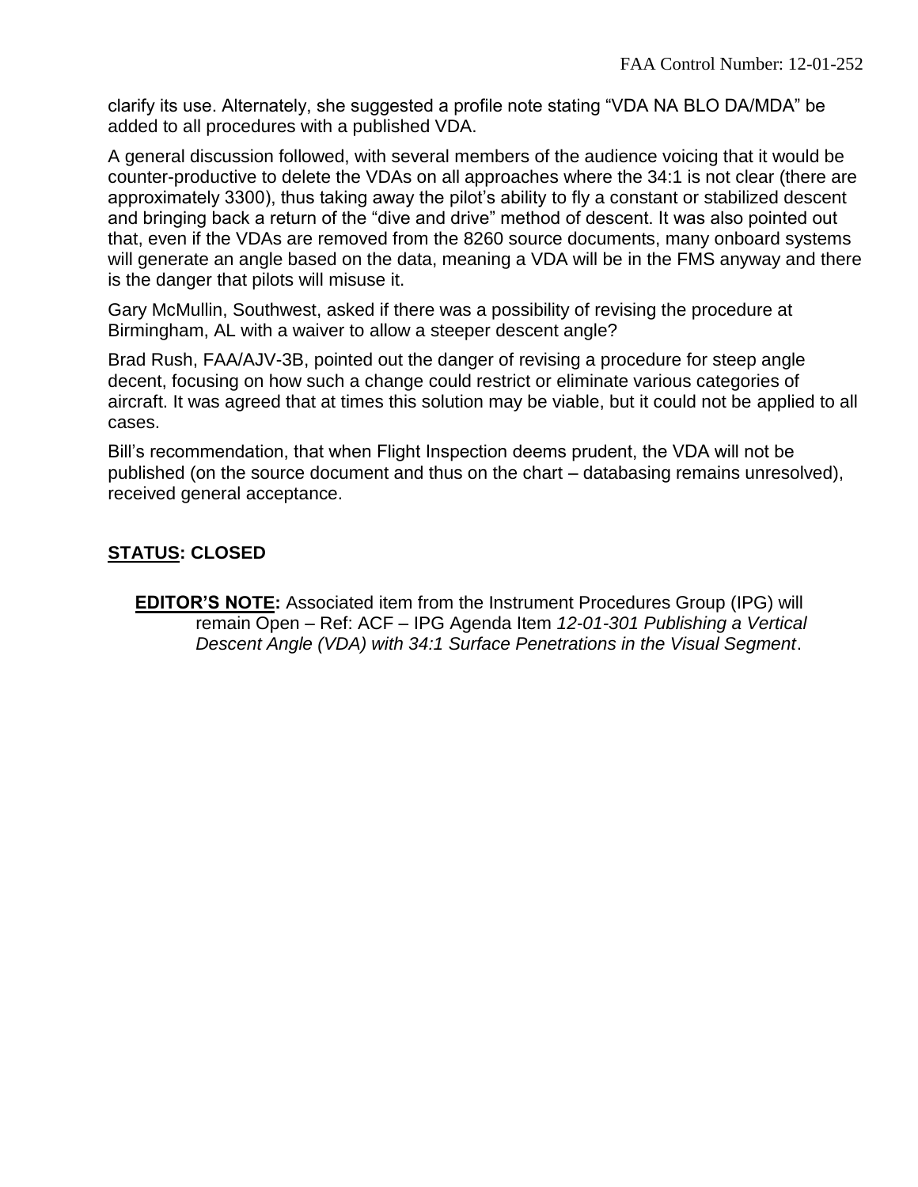clarify its use. Alternately, she suggested a profile note stating “VDA NA BLO DA/MDA” be added to all procedures with a published VDA.

A general discussion followed, with several members of the audience voicing that it would be counter-productive to delete the VDAs on all approaches where the 34:1 is not clear (there are approximately 3300), thus taking away the pilot’s ability to fly a constant or stabilized descent and bringing back a return of the “dive and drive” method of descent. It was also pointed out that, even if the VDAs are removed from the 8260 source documents, many onboard systems will generate an angle based on the data, meaning a VDA will be in the FMS anyway and there is the danger that pilots will misuse it.

Gary McMullin, Southwest, asked if there was a possibility of revising the procedure at Birmingham, AL with a waiver to allow a steeper descent angle?

Brad Rush, FAA/AJV-3B, pointed out the danger of revising a procedure for steep angle decent, focusing on how such a change could restrict or eliminate various categories of aircraft. It was agreed that at times this solution may be viable, but it could not be applied to all cases.

Bill’s recommendation, that when Flight Inspection deems prudent, the VDA will not be published (on the source document and thus on the chart – databasing remains unresolved), received general acceptance.

**STATUS: CLOSED**

**EDITOR’S NOTE:** Associated item from the Instrument Procedures Group (IPG) will remain Open – Ref: ACF – IPG Agenda Item *12-01-301 Publishing a Vertical Descent Angle (VDA) with 34:1 Surface Penetrations in the Visual Segment*.